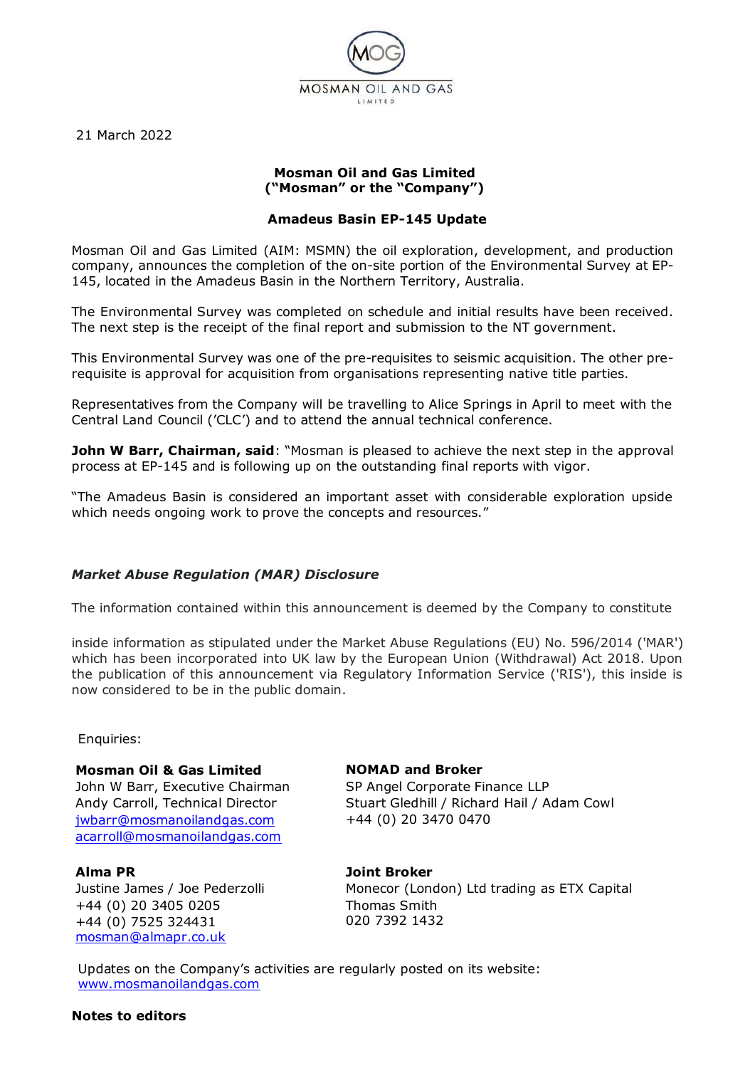MOSMAN OIL AND GAS LIMITED

21 March 2022

**Mosman Oil and Gas Limited**
**("Mosman" or the "Company")**

**Amadeus Basin EP-145 Update**

Mosman Oil and Gas Limited (AIM: MSMN) the oil exploration, development, and production company, announces the completion of the on-site portion of the Environmental Survey at EP-145, located in the Amadeus Basin in the Northern Territory, Australia.

The Environmental Survey was completed on schedule and initial results have been received. The next step is the receipt of the final report and submission to the NT government.

This Environmental Survey was one of the pre-requisites to seismic acquisition. The other pre-requisite is approval for acquisition from organisations representing native title parties.

Representatives from the Company will be travelling to Alice Springs in April to meet with the Central Land Council ('CLC') and to attend the annual technical conference.

**John W Barr, Chairman, said**: "Mosman is pleased to achieve the next step in the approval process at EP-145 and is following up on the outstanding final reports with vigor.

"The Amadeus Basin is considered an important asset with considerable exploration upside which needs ongoing work to prove the concepts and resources."

***Market Abuse Regulation (MAR) Disclosure***

The information contained within this announcement is deemed by the Company to constitute

inside information as stipulated under the Market Abuse Regulations (EU) No. 596/2014 ('MAR') which has been incorporated into UK law by the European Union (Withdrawal) Act 2018. Upon the publication of this announcement via Regulatory Information Service ('RIS'), this inside is now considered to be in the public domain.

Enquiries:

**Mosman Oil & Gas Limited**
John W Barr, Executive Chairman
Andy Carroll, Technical Director
jwbarr@mosmanoilandgas.com
acarroll@mosmanoilandgas.com

**NOMAD and Broker**
SP Angel Corporate Finance LLP
Stuart Gledhill / Richard Hail / Adam Cowl
+44 (0) 20 3470 0470

**Alma PR**
Justine James / Joe Pederzolli
+44 (0) 20 3405 0205
+44 (0) 7525 324431
mosman@almapr.co.uk

**Joint Broker**
Monecor (London) Ltd trading as ETX Capital
Thomas Smith
020 7392 1432

Updates on the Company's activities are regularly posted on its website:
www.mosmanoilandgas.com

**Notes to editors**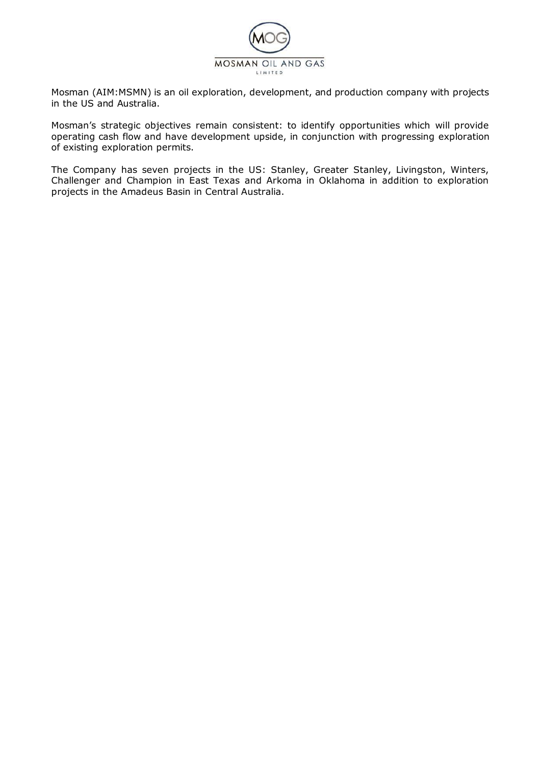Mosman (AIM:MSMN) is an oil exploration, development, and production company with projects in the US and Australia.

Mosman's strategic objectives remain consistent: to identify opportunities which will provide operating cash flow and have development upside, in conjunction with progressing exploration of existing exploration permits.

The Company has seven projects in the US: Stanley, Greater Stanley, Livingston, Winters, Challenger and Champion in East Texas and Arkoma in Oklahoma in addition to exploration projects in the Amadeus Basin in Central Australia.